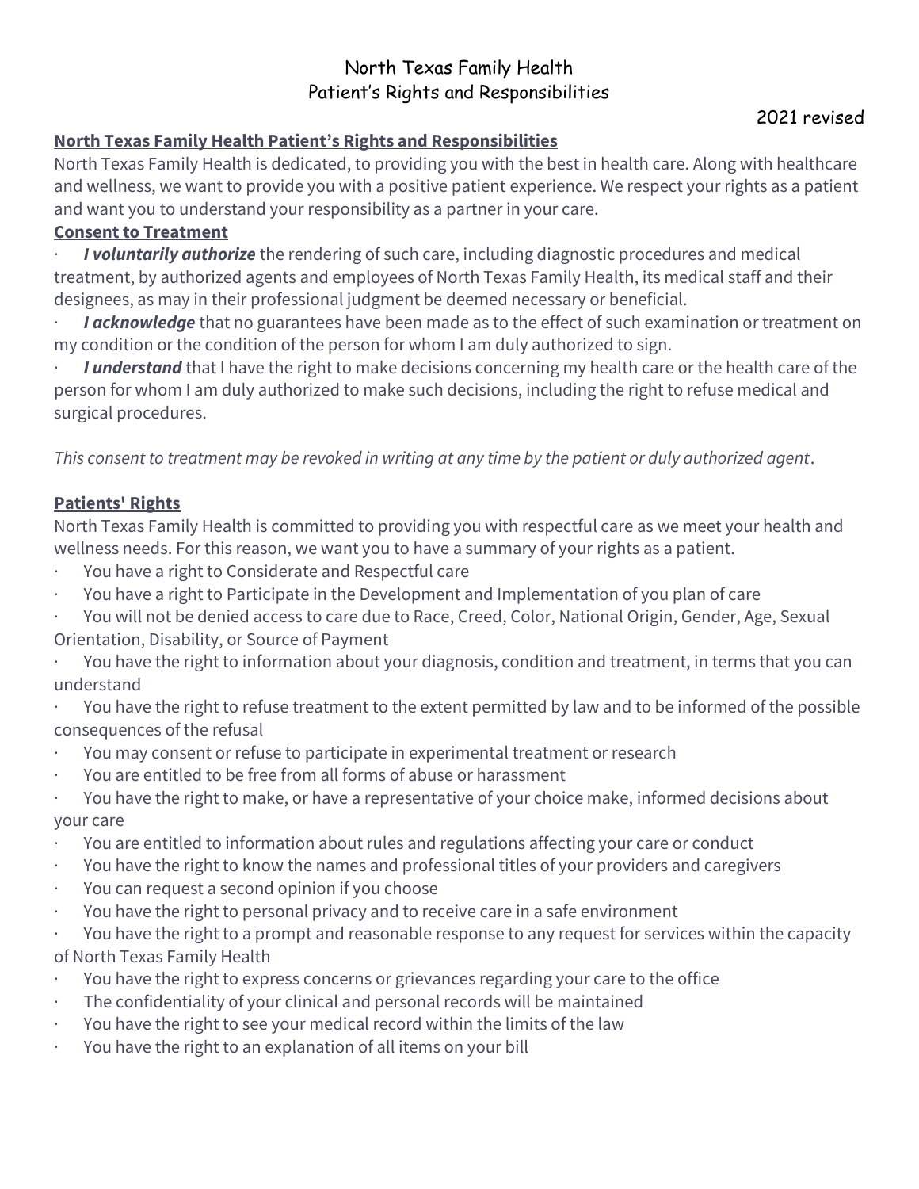# North Texas Family Health
## Patient's Rights and Responsibilities

2021 revised

**North Texas Family Health Patient's Rights and Responsibilities**

North Texas Family Health is dedicated, to providing you with the best in health care. Along with healthcare and wellness, we want to provide you with a positive patient experience. We respect your rights as a patient and want you to understand your responsibility as a partner in your care.

**Consent to Treatment**

- ***I voluntarily authorize*** the rendering of such care, including diagnostic procedures and medical treatment, by authorized agents and employees of North Texas Family Health, its medical staff and their designees, as may in their professional judgment be deemed necessary or beneficial.
- ***I acknowledge*** that no guarantees have been made as to the effect of such examination or treatment on my condition or the condition of the person for whom I am duly authorized to sign.
- ***I understand*** that I have the right to make decisions concerning my health care or the health care of the person for whom I am duly authorized to make such decisions, including the right to refuse medical and surgical procedures.

*This consent to treatment may be revoked in writing at any time by the patient or duly authorized agent*.

**Patients' Rights**

North Texas Family Health is committed to providing you with respectful care as we meet your health and wellness needs. For this reason, we want you to have a summary of your rights as a patient.

- You have a right to Considerate and Respectful care
- You have a right to Participate in the Development and Implementation of you plan of care
- You will not be denied access to care due to Race, Creed, Color, National Origin, Gender, Age, Sexual Orientation, Disability, or Source of Payment
- You have the right to information about your diagnosis, condition and treatment, in terms that you can understand
- You have the right to refuse treatment to the extent permitted by law and to be informed of the possible consequences of the refusal
- You may consent or refuse to participate in experimental treatment or research
- You are entitled to be free from all forms of abuse or harassment
- You have the right to make, or have a representative of your choice make, informed decisions about your care
- You are entitled to information about rules and regulations affecting your care or conduct
- You have the right to know the names and professional titles of your providers and caregivers
- You can request a second opinion if you choose
- You have the right to personal privacy and to receive care in a safe environment
- You have the right to a prompt and reasonable response to any request for services within the capacity of North Texas Family Health
- You have the right to express concerns or grievances regarding your care to the office
- The confidentiality of your clinical and personal records will be maintained
- You have the right to see your medical record within the limits of the law
- You have the right to an explanation of all items on your bill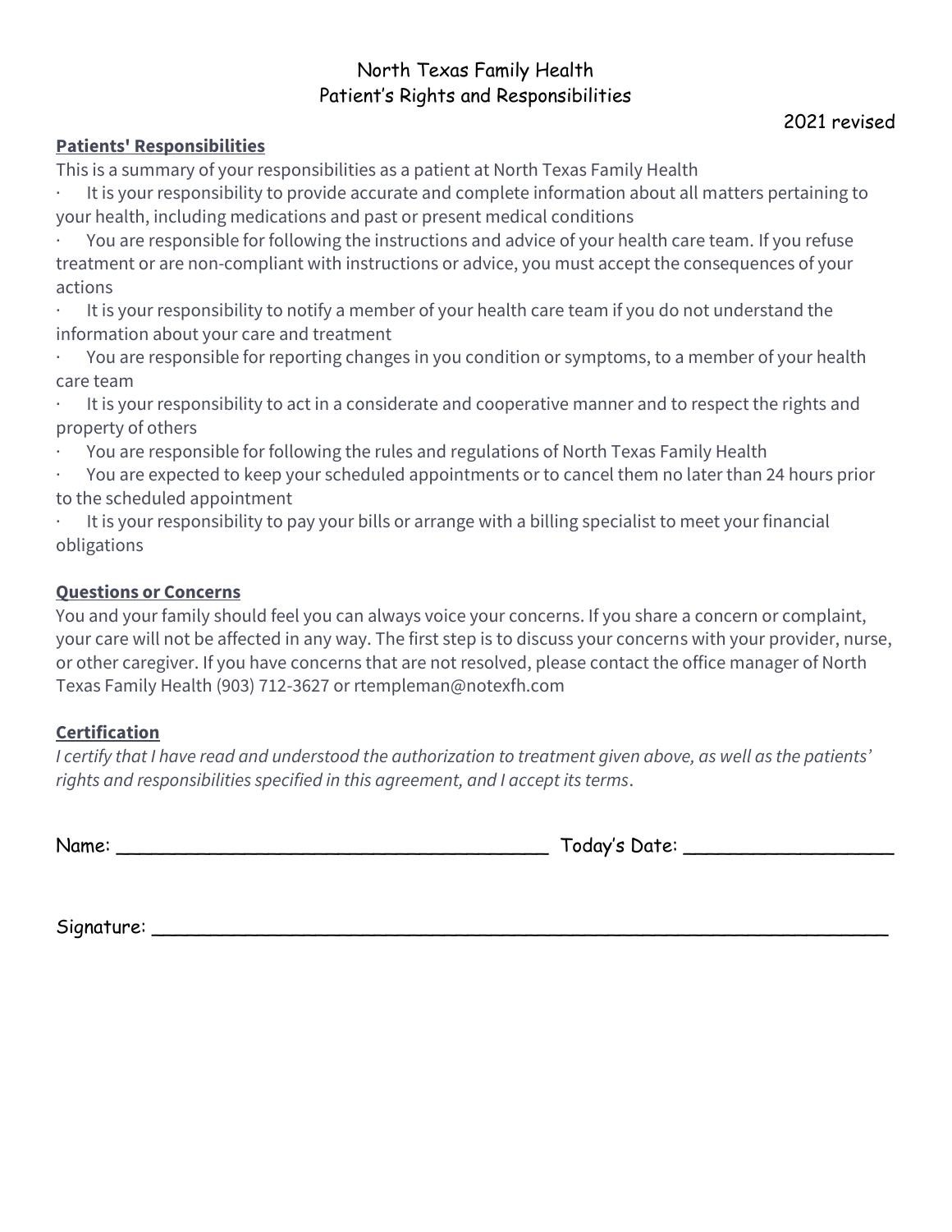North Texas Family Health
Patient's Rights and Responsibilities

2021 revised

**Patients' Responsibilities**

This is a summary of your responsibilities as a patient at North Texas Family Health

- It is your responsibility to provide accurate and complete information about all matters pertaining to your health, including medications and past or present medical conditions
- You are responsible for following the instructions and advice of your health care team. If you refuse treatment or are non-compliant with instructions or advice, you must accept the consequences of your actions
- It is your responsibility to notify a member of your health care team if you do not understand the information about your care and treatment
- You are responsible for reporting changes in you condition or symptoms, to a member of your health care team
- It is your responsibility to act in a considerate and cooperative manner and to respect the rights and property of others
- You are responsible for following the rules and regulations of North Texas Family Health
- You are expected to keep your scheduled appointments or to cancel them no later than 24 hours prior to the scheduled appointment
- It is your responsibility to pay your bills or arrange with a billing specialist to meet your financial obligations

**Questions or Concerns**

You and your family should feel you can always voice your concerns. If you share a concern or complaint, your care will not be affected in any way. The first step is to discuss your concerns with your provider, nurse, or other caregiver. If you have concerns that are not resolved, please contact the office manager of North Texas Family Health (903) 712-3627 or rtempleman@notexfh.com

**Certification**

*I certify that I have read and understood the authorization to treatment given above, as well as the patients' rights and responsibilities specified in this agreement, and I accept its terms*.

Name: ________________________________________ Today's Date: ___________________

Signature: ____________________________________________________________________